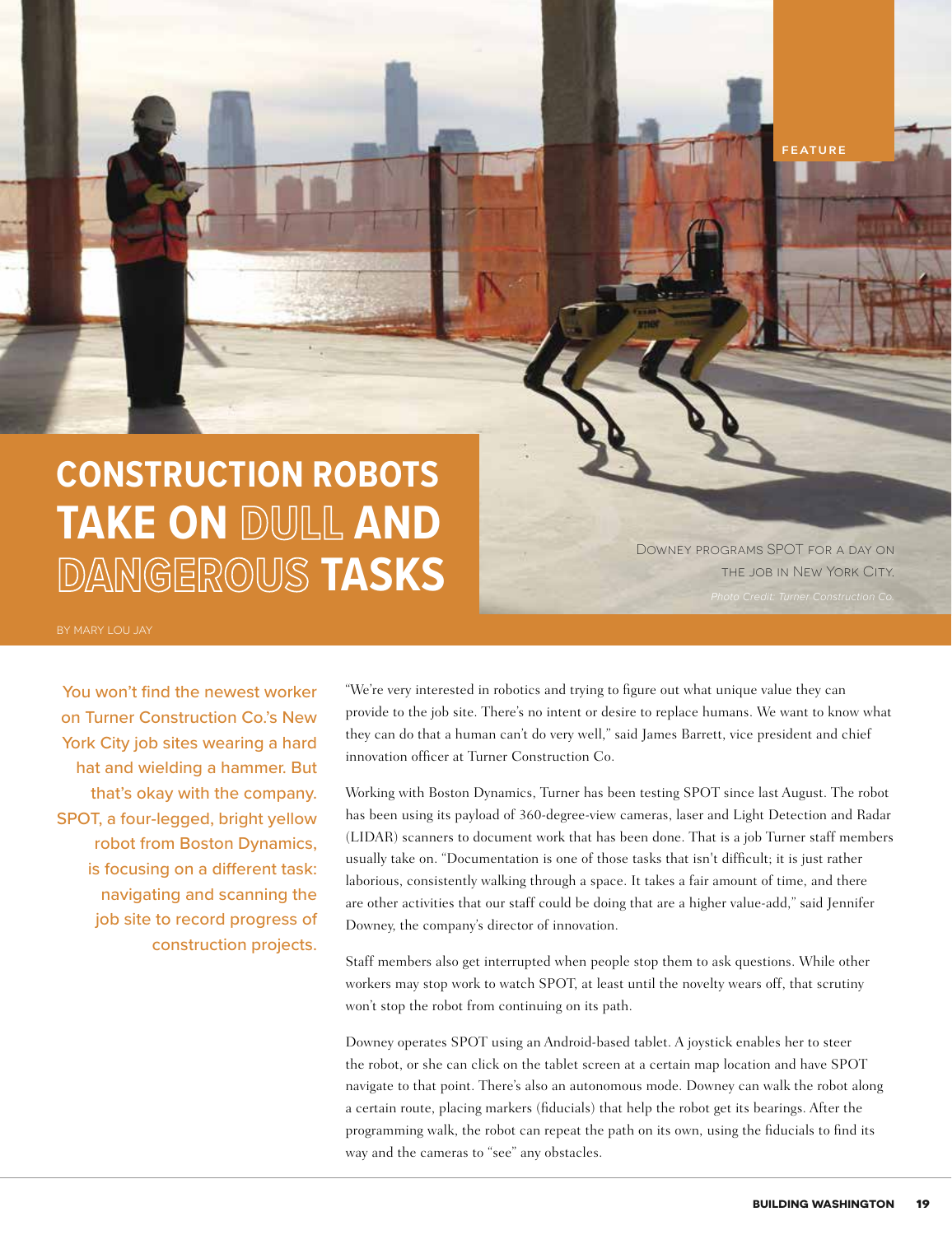FEATURE

# CONSTRUCTION ROBOTS TAKE ON DULL AND DANGEROUS TASKS

Downey programs SPOT for a day on the job in New York City.

*Photo Credit: Turner Construction Co.*

BY MARY LOU JAY

You won't find the newest worker on Turner Construction Co.'s New York City job sites wearing a hard hat and wielding a hammer. But that's okay with the company. SPOT, a four-legged, bright yellow robot from Boston Dynamics, is focusing on a different task: navigating and scanning the job site to record progress of construction projects.

"We're very interested in robotics and trying to figure out what unique value they can provide to the job site. There's no intent or desire to replace humans. We want to know what they can do that a human can't do very well," said James Barrett, vice president and chief innovation officer at Turner Construction Co.

Working with Boston Dynamics, Turner has been testing SPOT since last August. The robot has been using its payload of 360-degree-view cameras, laser and Light Detection and Radar (LIDAR) scanners to document work that has been done. That is a job Turner staff members usually take on. "Documentation is one of those tasks that isn't difficult; it is just rather laborious, consistently walking through a space. It takes a fair amount of time, and there are other activities that our staff could be doing that are a higher value-add," said Jennifer Downey, the company's director of innovation.

Staff members also get interrupted when people stop them to ask questions. While other workers may stop work to watch SPOT, at least until the novelty wears off, that scrutiny won't stop the robot from continuing on its path.

Downey operates SPOT using an Android-based tablet. A joystick enables her to steer the robot, or she can click on the tablet screen at a certain map location and have SPOT navigate to that point. There's also an autonomous mode. Downey can walk the robot along a certain route, placing markers (fiducials) that help the robot get its bearings. After the programming walk, the robot can repeat the path on its own, using the fiducials to find its way and the cameras to "see" any obstacles.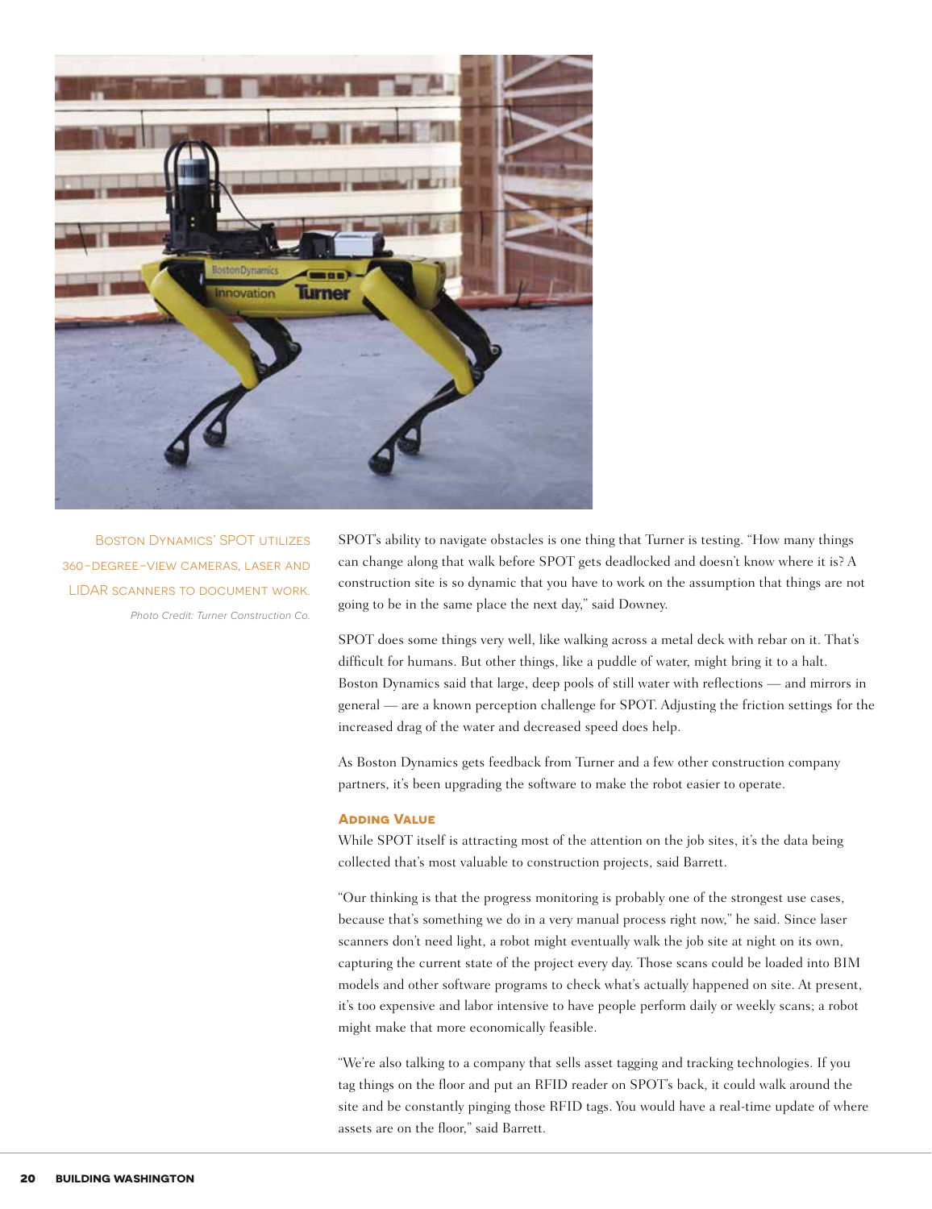Boston Dynamics' SPOT utilizes 360-degree-view cameras, laser and LIDAR scanners to document work.

*Photo Credit: Turner Construction Co.*

SPOT's ability to navigate obstacles is one thing that Turner is testing. "How many things can change along that walk before SPOT gets deadlocked and doesn't know where it is? A construction site is so dynamic that you have to work on the assumption that things are not going to be in the same place the next day," said Downey.

SPOT does some things very well, like walking across a metal deck with rebar on it. That's difficult for humans. But other things, like a puddle of water, might bring it to a halt. Boston Dynamics said that large, deep pools of still water with reflections — and mirrors in general — are a known perception challenge for SPOT. Adjusting the friction settings for the increased drag of the water and decreased speed does help.

As Boston Dynamics gets feedback from Turner and a few other construction company partners, it's been upgrading the software to make the robot easier to operate.

### Adding Value

While SPOT itself is attracting most of the attention on the job sites, it's the data being collected that's most valuable to construction projects, said Barrett.

"Our thinking is that the progress monitoring is probably one of the strongest use cases, because that's something we do in a very manual process right now," he said. Since laser scanners don't need light, a robot might eventually walk the job site at night on its own, capturing the current state of the project every day. Those scans could be loaded into BIM models and other software programs to check what's actually happened on site. At present, it's too expensive and labor intensive to have people perform daily or weekly scans; a robot might make that more economically feasible.

"We're also talking to a company that sells asset tagging and tracking technologies. If you tag things on the floor and put an RFID reader on SPOT's back, it could walk around the site and be constantly pinging those RFID tags. You would have a real-time update of where assets are on the floor," said Barrett.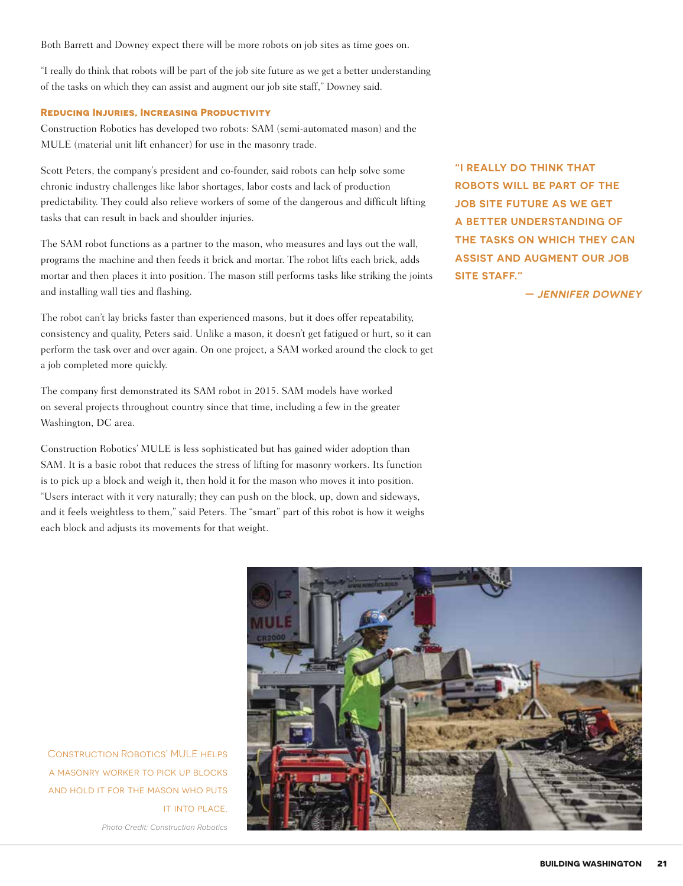Both Barrett and Downey expect there will be more robots on job sites as time goes on.

"I really do think that robots will be part of the job site future as we get a better understanding of the tasks on which they can assist and augment our job site staff," Downey said.

### Reducing Injuries, Increasing Productivity

Construction Robotics has developed two robots: SAM (semi-automated mason) and the MULE (material unit lift enhancer) for use in the masonry trade.

Scott Peters, the company's president and co-founder, said robots can help solve some chronic industry challenges like labor shortages, labor costs and lack of production predictability. They could also relieve workers of some of the dangerous and difficult lifting tasks that can result in back and shoulder injuries.

The SAM robot functions as a partner to the mason, who measures and lays out the wall, programs the machine and then feeds it brick and mortar. The robot lifts each brick, adds mortar and then places it into position. The mason still performs tasks like striking the joints and installing wall ties and flashing.

The robot can't lay bricks faster than experienced masons, but it does offer repeatability, consistency and quality, Peters said. Unlike a mason, it doesn't get fatigued or hurt, so it can perform the task over and over again. On one project, a SAM worked around the clock to get a job completed more quickly.

The company first demonstrated its SAM robot in 2015. SAM models have worked on several projects throughout country since that time, including a few in the greater Washington, DC area.

Construction Robotics' MULE is less sophisticated but has gained wider adoption than SAM. It is a basic robot that reduces the stress of lifting for masonry workers. Its function is to pick up a block and weigh it, then hold it for the mason who moves it into position. "Users interact with it very naturally; they can push on the block, up, down and sideways, and it feels weightless to them," said Peters. The "smart" part of this robot is how it weighs each block and adjusts its movements for that weight.

**"I REALLY DO THINK THAT ROBOTS WILL BE PART OF THE JOB SITE FUTURE AS WE GET A BETTER UNDERSTANDING OF THE TASKS ON WHICH THEY CAN ASSIST AND AUGMENT OUR JOB SITE STAFF."**

***— JENNIFER DOWNEY***

CONSTRUCTION ROBOTICS' MULE HELPS A MASONRY WORKER TO PICK UP BLOCKS AND HOLD IT FOR THE MASON WHO PUTS IT INTO PLACE.

*Photo Credit: Construction Robotics*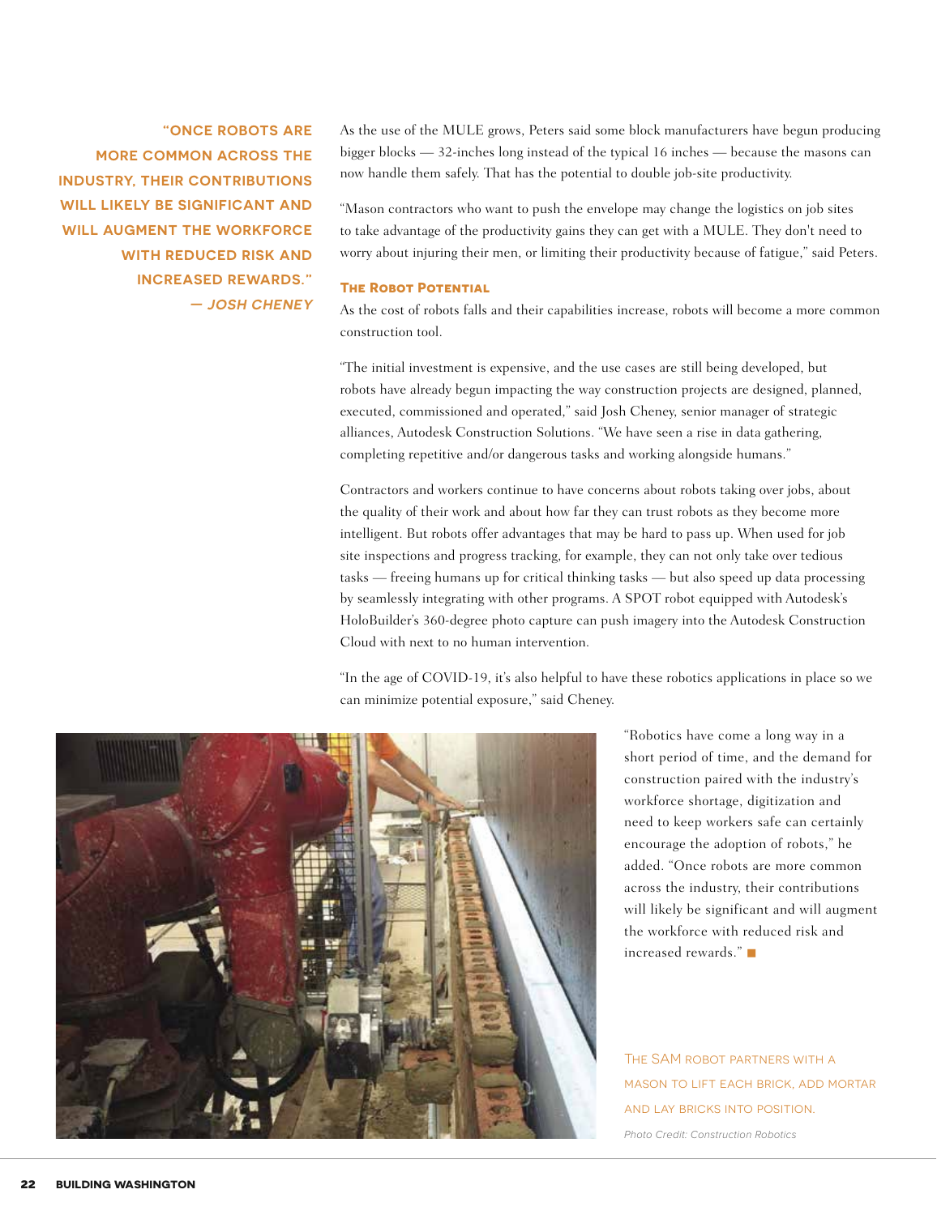> **"ONCE ROBOTS ARE MORE COMMON ACROSS THE INDUSTRY, THEIR CONTRIBUTIONS WILL LIKELY BE SIGNIFICANT AND WILL AUGMENT THE WORKFORCE WITH REDUCED RISK AND INCREASED REWARDS."**
> ***— JOSH CHENEY***

As the use of the MULE grows, Peters said some block manufacturers have begun producing bigger blocks — 32-inches long instead of the typical 16 inches — because the masons can now handle them safely. That has the potential to double job-site productivity.

"Mason contractors who want to push the envelope may change the logistics on job sites to take advantage of the productivity gains they can get with a MULE. They don't need to worry about injuring their men, or limiting their productivity because of fatigue," said Peters.

### The Robot Potential

As the cost of robots falls and their capabilities increase, robots will become a more common construction tool.

"The initial investment is expensive, and the use cases are still being developed, but robots have already begun impacting the way construction projects are designed, planned, executed, commissioned and operated," said Josh Cheney, senior manager of strategic alliances, Autodesk Construction Solutions. "We have seen a rise in data gathering, completing repetitive and/or dangerous tasks and working alongside humans."

Contractors and workers continue to have concerns about robots taking over jobs, about the quality of their work and about how far they can trust robots as they become more intelligent. But robots offer advantages that may be hard to pass up. When used for job site inspections and progress tracking, for example, they can not only take over tedious tasks — freeing humans up for critical thinking tasks — but also speed up data processing by seamlessly integrating with other programs. A SPOT robot equipped with Autodesk's HoloBuilder's 360-degree photo capture can push imagery into the Autodesk Construction Cloud with next to no human intervention.

"In the age of COVID-19, it's also helpful to have these robotics applications in place so we can minimize potential exposure," said Cheney.

"Robotics have come a long way in a short period of time, and the demand for construction paired with the industry's workforce shortage, digitization and need to keep workers safe can certainly encourage the adoption of robots," he added. "Once robots are more common across the industry, their contributions will likely be significant and will augment the workforce with reduced risk and increased rewards." ■

THE SAM ROBOT PARTNERS WITH A MASON TO LIFT EACH BRICK, ADD MORTAR AND LAY BRICKS INTO POSITION.

*Photo Credit: Construction Robotics*